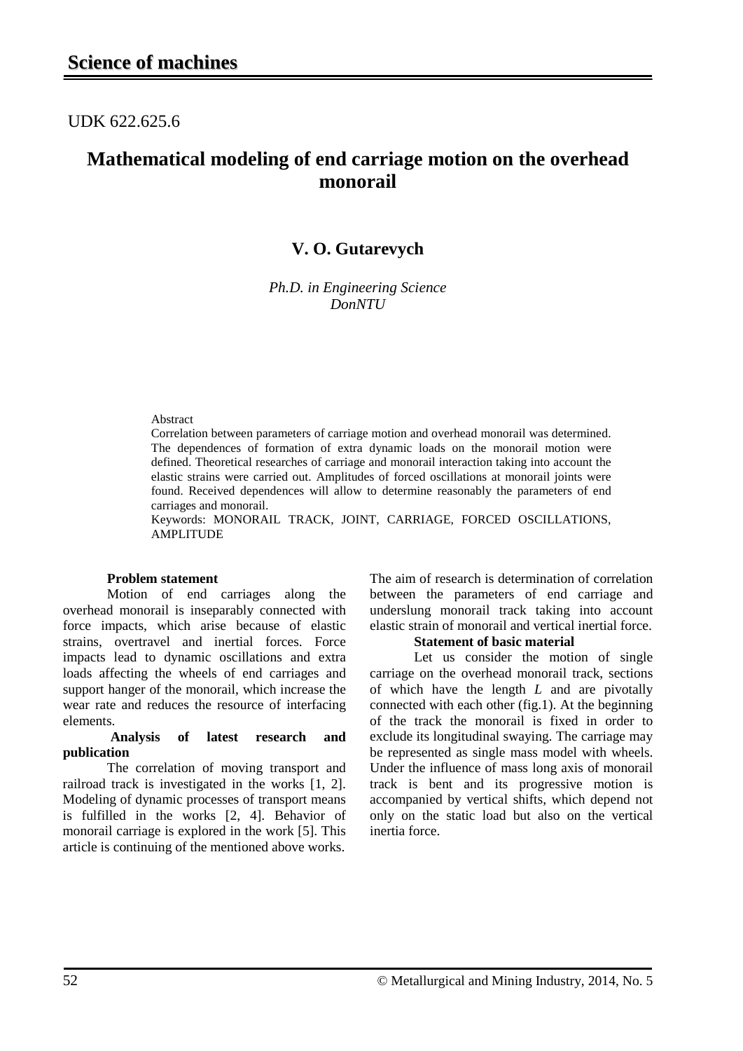UDK 622.625.6

# Mathematical modeling of end carriage motion on the overhead monorail

## V. O. Gutarevych

*Ph.D. in Engineering Science*
*DonNTU*

Abstract

Correlation between parameters of carriage motion and overhead monorail was determined. The dependences of formation of extra dynamic loads on the monorail motion were defined. Theoretical researches of carriage and monorail interaction taking into account the elastic strains were carried out. Amplitudes of forced oscillations at monorail joints were found. Received dependences will allow to determine reasonably the parameters of end carriages and monorail.

Keywords: MONORAIL TRACK, JOINT, CARRIAGE, FORCED OSCILLATIONS, AMPLITUDE

**Problem statement**

Motion of end carriages along the overhead monorail is inseparably connected with force impacts, which arise because of elastic strains, overtravel and inertial forces. Force impacts lead to dynamic oscillations and extra loads affecting the wheels of end carriages and support hanger of the monorail, which increase the wear rate and reduces the resource of interfacing elements.

**Analysis of latest research and publication**

The correlation of moving transport and railroad track is investigated in the works [1, 2]. Modeling of dynamic processes of transport means is fulfilled in the works [2, 4]. Behavior of monorail carriage is explored in the work [5]. This article is continuing of the mentioned above works.

The aim of research is determination of correlation between the parameters of end carriage and underslung monorail track taking into account elastic strain of monorail and vertical inertial force.

**Statement of basic material**

Let us consider the motion of single carriage on the overhead monorail track, sections of which have the length *L* and are pivotally connected with each other (fig.1). At the beginning of the track the monorail is fixed in order to exclude its longitudinal swaying. The carriage may be represented as single mass model with wheels. Under the influence of mass long axis of monorail track is bent and its progressive motion is accompanied by vertical shifts, which depend not only on the static load but also on the vertical inertia force.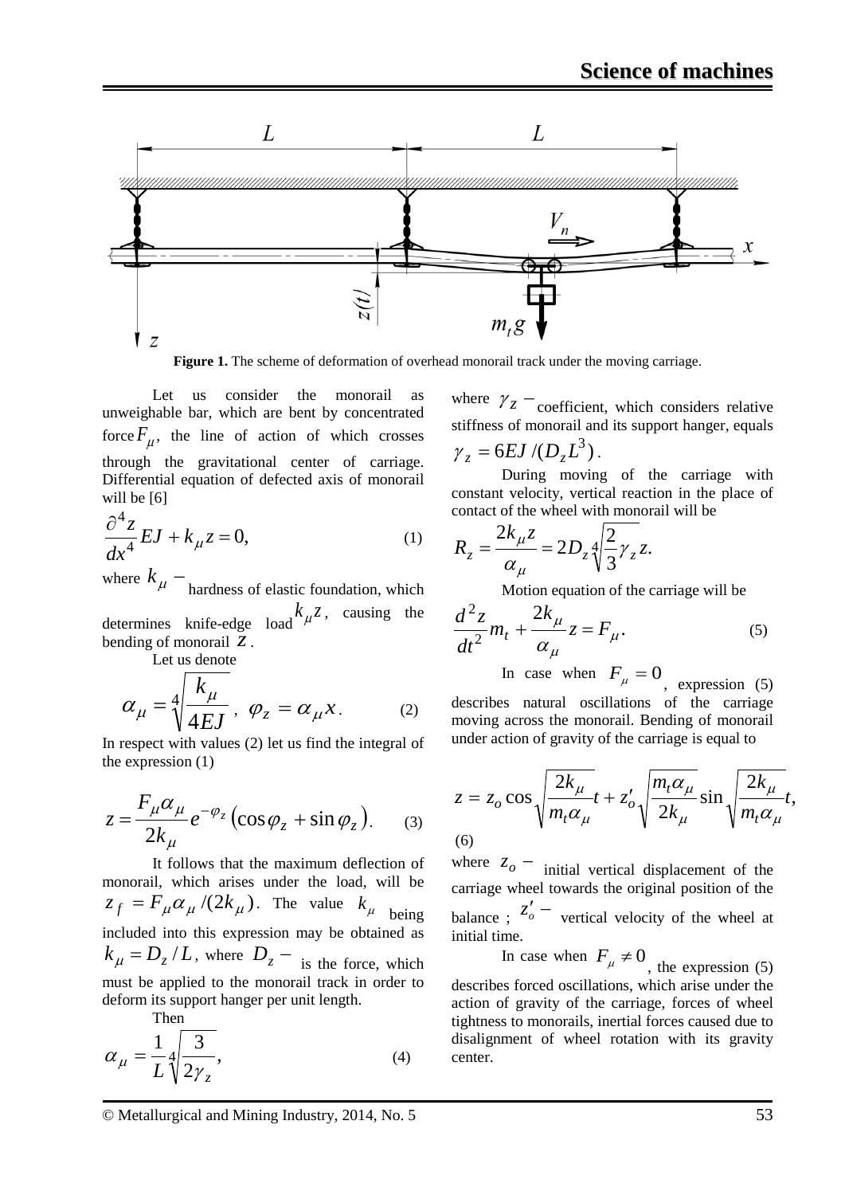**Figure 1.** The scheme of deformation of overhead monorail track under the moving carriage.

Let us consider the monorail as unweighable bar, which are bent by concentrated force $F_\mu$, the line of action of which crosses through the gravitational center of carriage. Differential equation of defected axis of monorail will be [6]

$$\frac{\partial^4 z}{dx^4}EJ + k_\mu z = 0, \qquad (1)$$

where $k_\mu -$ hardness of elastic foundation, which determines knife-edge load $k_\mu z$, causing the bending of monorail $z$.

Let us denote

$$\alpha_\mu = \sqrt[4]{\frac{k_\mu}{4EJ}}, \ \varphi_z = \alpha_\mu x. \qquad (2)$$

In respect with values (2) let us find the integral of the expression (1)

$$z = \frac{F_\mu \alpha_\mu}{2k_\mu} e^{-\varphi_z}\left(\cos\varphi_z + \sin\varphi_z\right). \qquad (3)$$

It follows that the maximum deflection of monorail, which arises under the load, will be $z_f = F_\mu \alpha_\mu /(2k_\mu)$. The value $k_\mu$ being included into this expression may be obtained as $k_\mu = D_z / L$, where $D_z -$ is the force, which must be applied to the monorail track in order to deform its support hanger per unit length.

Then

$$\alpha_\mu = \frac{1}{L}\sqrt[4]{\frac{3}{2\gamma_z}}, \qquad (4)$$

where $\gamma_z -$ coefficient, which considers relative stiffness of monorail and its support hanger, equals $\gamma_z = 6EJ/(D_z L^3)$.

During moving of the carriage with constant velocity, vertical reaction in the place of contact of the wheel with monorail will be

$$R_z = \frac{2k_\mu z}{\alpha_\mu} = 2D_z \sqrt[4]{\frac{2}{3}\gamma_z}\, z.$$

Motion equation of the carriage will be

$$\frac{d^2 z}{dt^2}m_t + \frac{2k_\mu}{\alpha_\mu}z = F_\mu. \qquad (5)$$

In case when $F_\mu = 0$, expression (5) describes natural oscillations of the carriage moving across the monorail. Bending of monorail under action of gravity of the carriage is equal to

$$z = z_o \cos\sqrt{\frac{2k_\mu}{m_t \alpha_\mu}}t + z'_o \sqrt{\frac{m_t \alpha_\mu}{2k_\mu}} \sin\sqrt{\frac{2k_\mu}{m_t \alpha_\mu}}t, \qquad (6)$$

where $z_o -$ initial vertical displacement of the carriage wheel towards the original position of the balance; $z'_o -$ vertical velocity of the wheel at initial time.

In case when $F_\mu \neq 0$, the expression (5) describes forced oscillations, which arise under the action of gravity of the carriage, forces of wheel tightness to monorails, inertial forces caused due to disalignment of wheel rotation with its gravity center.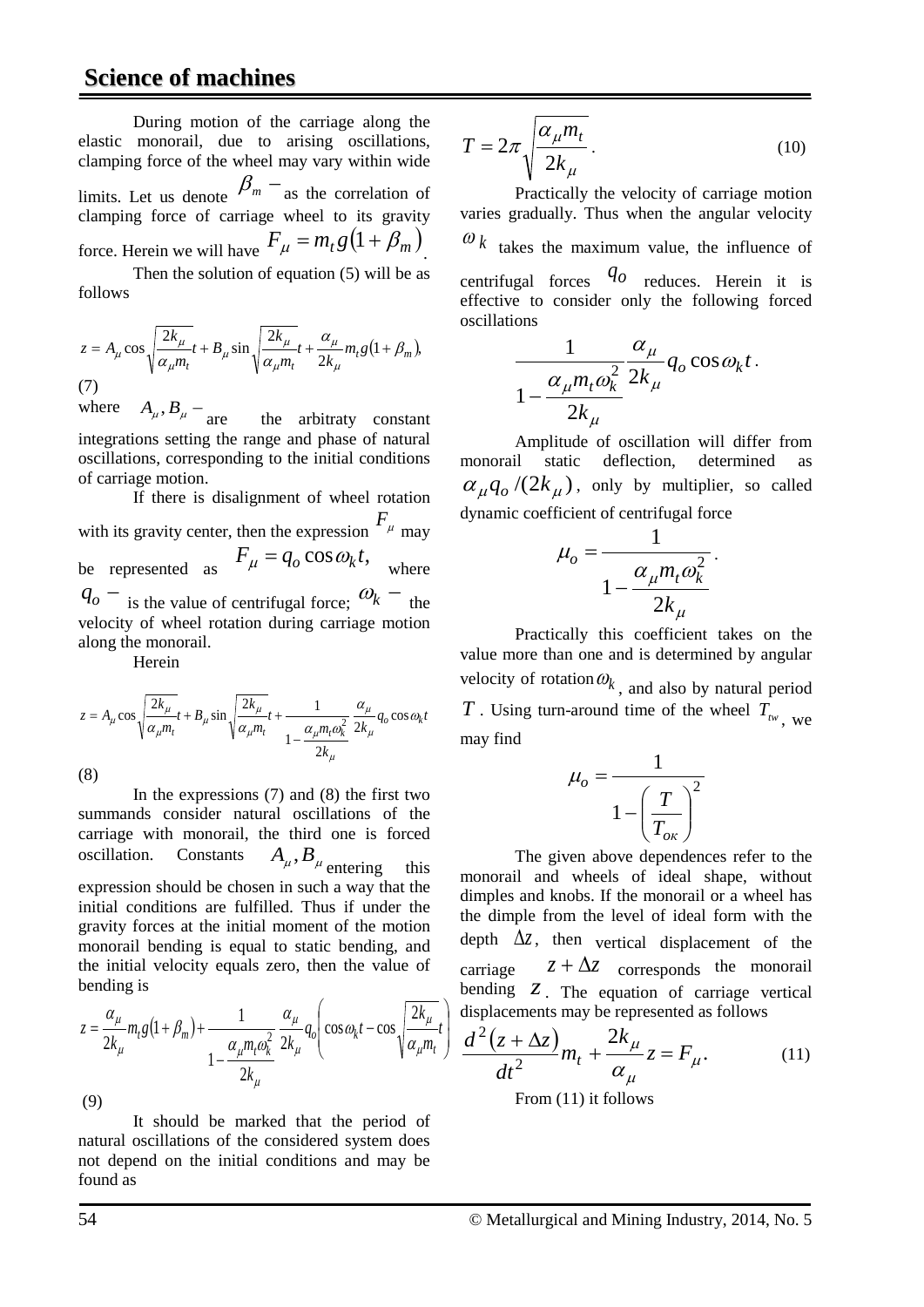During motion of the carriage along the elastic monorail, due to arising oscillations, clamping force of the wheel may vary within wide limits. Let us denote $\beta_m -$ as the correlation of clamping force of carriage wheel to its gravity force. Herein we will have $F_\mu = m_t g(1+\beta_m)$.

Then the solution of equation (5) will be as follows

$$z = A_\mu \cos\sqrt{\frac{2k_\mu}{\alpha_\mu m_t}}t + B_\mu \sin\sqrt{\frac{2k_\mu}{\alpha_\mu m_t}}t + \frac{\alpha_\mu}{2k_\mu}m_t g(1+\beta_m), \tag{7}$$

where $A_\mu, B_\mu -$ are the arbitraty constant integrations setting the range and phase of natural oscillations, corresponding to the initial conditions of carriage motion.

If there is disalignment of wheel rotation with its gravity center, then the expression $F_\mu$ may be represented as $F_\mu = q_o \cos\omega_k t,$ where $q_o -$ is the value of centrifugal force; $\omega_k -$ the velocity of wheel rotation during carriage motion along the monorail.

Herein

$$z = A_\mu \cos\sqrt{\frac{2k_\mu}{\alpha_\mu m_t}}t + B_\mu \sin\sqrt{\frac{2k_\mu}{\alpha_\mu m_t}}t + \frac{1}{1-\dfrac{\alpha_\mu m_t \omega_k^2}{2k_\mu}}\frac{\alpha_\mu}{2k_\mu}q_o \cos\omega_k t \tag{8}$$

In the expressions (7) and (8) the first two summands consider natural oscillations of the carriage with monorail, the third one is forced oscillation. Constants $A_\mu, B_\mu$ entering this expression should be chosen in such a way that the initial conditions are fulfilled. Thus if under the gravity forces at the initial moment of the motion monorail bending is equal to static bending, and the initial velocity equals zero, then the value of bending is

$$z = \frac{\alpha_\mu}{2k_\mu}m_t g(1+\beta_m) + \frac{1}{1-\dfrac{\alpha_\mu m_t \omega_k^2}{2k_\mu}}\frac{\alpha_\mu}{2k_\mu}q_o\left(\cos\omega_k t - \cos\sqrt{\frac{2k_\mu}{\alpha_\mu m_t}}t\right) \tag{9}$$

It should be marked that the period of natural oscillations of the considered system does not depend on the initial conditions and may be found as

$$T = 2\pi\sqrt{\frac{\alpha_\mu m_t}{2k_\mu}}. \tag{10}$$

Practically the velocity of carriage motion varies gradually. Thus when the angular velocity $\omega_k$ takes the maximum value, the influence of centrifugal forces $q_o$ reduces. Herein it is effective to consider only the following forced oscillations

$$\frac{1}{1-\dfrac{\alpha_\mu m_t \omega_k^2}{2k_\mu}}\frac{\alpha_\mu}{2k_\mu}q_o \cos\omega_k t.$$

Amplitude of oscillation will differ from monorail static deflection, determined as $\alpha_\mu q_o/(2k_\mu)$, only by multiplier, so called dynamic coefficient of centrifugal force

$$\mu_o = \frac{1}{1-\dfrac{\alpha_\mu m_t \omega_k^2}{2k_\mu}}.$$

Practically this coefficient takes on the value more than one and is determined by angular velocity of rotation $\omega_k$, and also by natural period $T$. Using turn-around time of the wheel $T_{tw}$, we may find

$$\mu_o = \frac{1}{1-\left(\dfrac{T}{T_{ok}}\right)^2}$$

The given above dependences refer to the monorail and wheels of ideal shape, without dimples and knobs. If the monorail or a wheel has the dimple from the level of ideal form with the depth $\Delta z$, then vertical displacement of the carriage $z+\Delta z$ corresponds the monorail bending $z$. The equation of carriage vertical displacements may be represented as follows

$$\frac{d^2(z+\Delta z)}{dt^2}m_t + \frac{2k_\mu}{\alpha_\mu}z = F_\mu. \tag{11}$$

From (11) it follows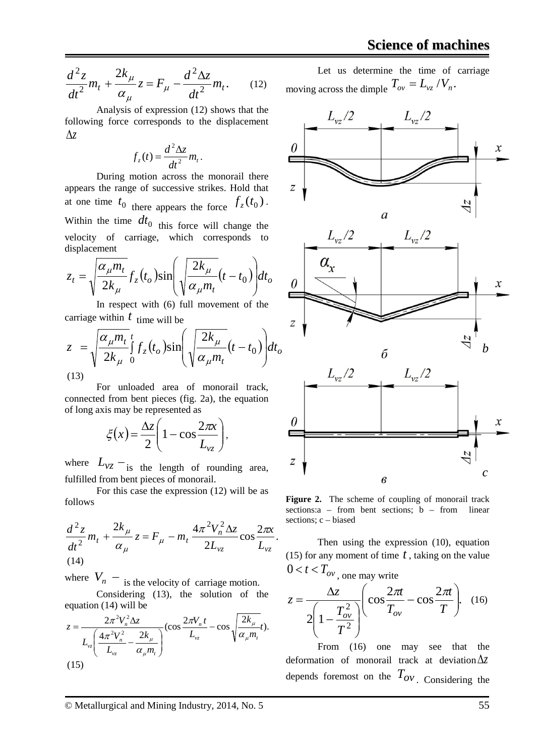$$\frac{d^2 z}{dt^2} m_t + \frac{2k_\mu}{\alpha_\mu} z = F_\mu - \frac{d^2 \Delta z}{dt^2} m_t. \qquad (12)$$

Analysis of expression (12) shows that the following force corresponds to the displacement $\Delta z$

$$f_z(t) = \frac{d^2 \Delta z}{dt^2} m_t .$$

During motion across the monorail there appears the range of successive strikes. Hold that at one time $t_0$ there appears the force $f_z(t_0)$. Within the time $dt_0$ this force will change the velocity of carriage, which corresponds to displacement

$$z_t = \sqrt{\frac{\alpha_\mu m_t}{2k_\mu}} f_z(t_o) \sin\left(\sqrt{\frac{2k_\mu}{\alpha_\mu m_t}} (t - t_0)\right) dt_o$$

In respect with (6) full movement of the carriage within $t$ time will be

$$z = \sqrt{\frac{\alpha_\mu m_t}{2k_\mu}} \int_0^t f_z(t_o) \sin\left(\sqrt{\frac{2k_\mu}{\alpha_\mu m_t}} (t - t_0)\right) dt_o$$

(13)

For unloaded area of monorail track, connected from bent pieces (fig. 2a), the equation of long axis may be represented as

$$\xi(x) = \frac{\Delta z}{2}\left(1 - \cos\frac{2\pi x}{L_{vz}}\right),$$

where $L_{vz}$ – is the length of rounding area, fulfilled from bent pieces of monorail.

For this case the expression (12) will be as follows

$$\frac{d^2 z}{dt^2} m_t + \frac{2k_\mu}{\alpha_\mu} z = F_\mu - m_t \frac{4\pi^2 V_n^2 \Delta z}{2L_{vz}} \cos\frac{2\pi x}{L_{vz}}.$$

(14)

where $V_n$ – is the velocity of carriage motion.

Considering (13), the solution of the equation (14) will be

$$z = \frac{2\pi^2 V_n^2 \Delta z}{L_{vz}\left(\frac{4\pi^2 V_n^2}{L_{vz}} - \frac{2k_\mu}{\alpha_\mu m_t}\right)} \left(\cos\frac{2\pi V_n t}{L_{vz}} - \cos\sqrt{\frac{2k_\mu}{\alpha_\mu m_t}} t\right).$$

(15)

Let us determine the time of carriage moving across the dimple $T_{ov} = L_{vz} / V_n$.

Figure 2. The scheme of coupling of monorail track sections:a – from bent sections; b – from linear sections; c – biased

Then using the expression (10), equation (15) for any moment of time $t$, taking on the value $0 < t < T_{ov}$, one may write

$$z = \frac{\Delta z}{2\left(1 - \frac{T_{ov}^2}{T^2}\right)} \left(\cos\frac{2\pi t}{T_{ov}} - \cos\frac{2\pi t}{T}\right). \qquad (16)$$

From (16) one may see that the deformation of monorail track at deviation $\Delta z$ depends foremost on the $T_{ov}$. Considering the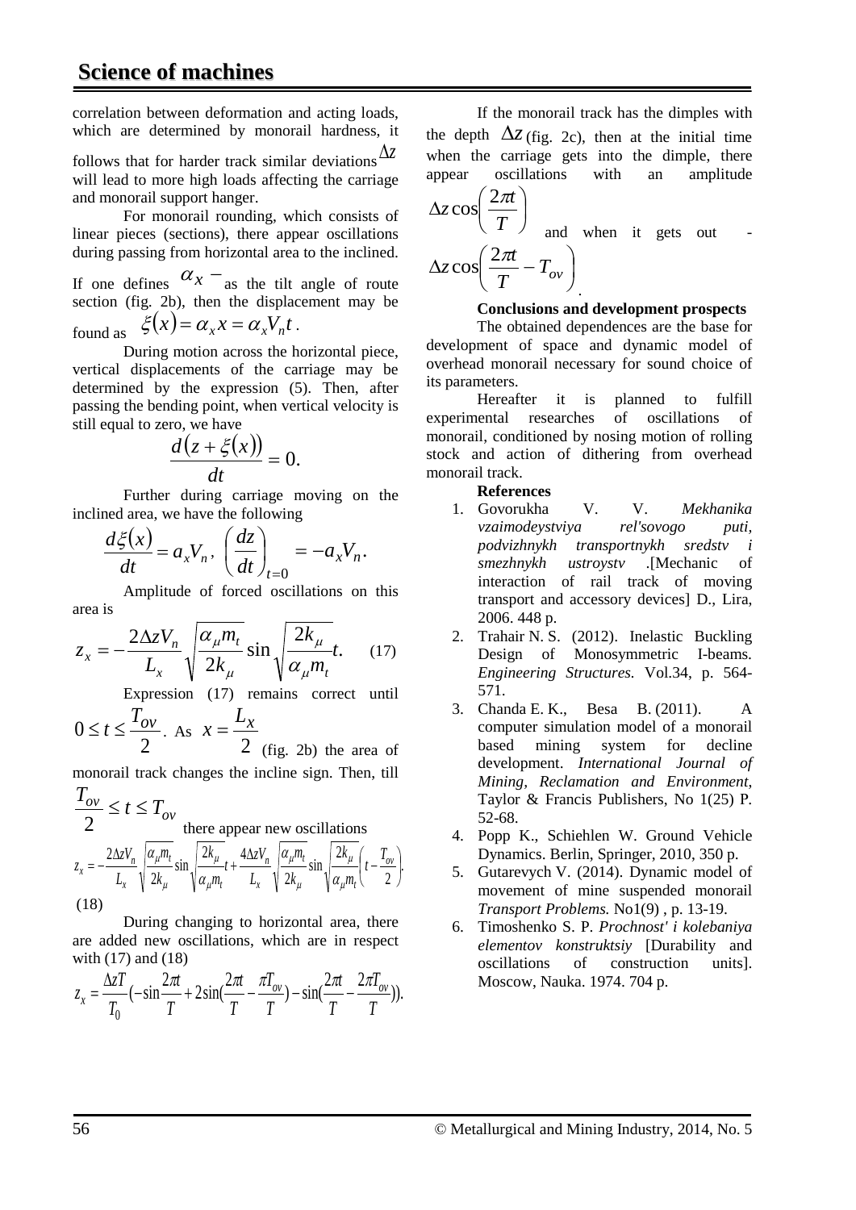correlation between deformation and acting loads, which are determined by monorail hardness, it follows that for harder track similar deviations $\Delta z$ will lead to more high loads affecting the carriage and monorail support hanger.

For monorail rounding, which consists of linear pieces (sections), there appear oscillations during passing from horizontal area to the inclined. If one defines $\alpha_x -$ as the tilt angle of route section (fig. 2b), then the displacement may be found as $\xi(x) = \alpha_x x = \alpha_x V_n t$.

During motion across the horizontal piece, vertical displacements of the carriage may be determined by the expression (5). Then, after passing the bending point, when vertical velocity is still equal to zero, we have

$$\frac{d(z + \xi(x))}{dt} = 0.$$

Further during carriage moving on the inclined area, we have the following

$$\frac{d\xi(x)}{dt} = a_x V_n, \ \left(\frac{dz}{dt}\right)_{t=0} = -a_x V_n.$$

Amplitude of forced oscillations on this area is

$$z_x = -\frac{2\Delta z V_n}{L_x}\sqrt{\frac{\alpha_\mu m_t}{2k_\mu}}\sin\sqrt{\frac{2k_\mu}{\alpha_\mu m_t}}t. \qquad (17)$$

Expression (17) remains correct until $0 \le t \le \frac{T_{ov}}{2}$. As $x = \frac{L_x}{2}$ (fig. 2b) the area of monorail track changes the incline sign. Then, till $\frac{T_{ov}}{2} \le t \le T_{ov}$ there appear new oscillations

$$z_x = -\frac{2\Delta z V_n}{L_x}\sqrt{\frac{\alpha_\mu m_t}{2k_\mu}}\sin\sqrt{\frac{2k_\mu}{\alpha_\mu m_t}}t + \frac{4\Delta z V_n}{L_x}\sqrt{\frac{\alpha_\mu m_t}{2k_\mu}}\sin\sqrt{\frac{2k_\mu}{\alpha_\mu m_t}}\left(t - \frac{T_{ov}}{2}\right).$$

(18)

During changing to horizontal area, there are added new oscillations, which are in respect with (17) and (18)

$$z_x = \frac{\Delta z T}{T_0}\left(-\sin\frac{2\pi t}{T} + 2\sin\left(\frac{2\pi t}{T} - \frac{\pi T_{ov}}{T}\right) - \sin\left(\frac{2\pi t}{T} - \frac{2\pi T_{ov}}{T}\right)\right).$$

If the monorail track has the dimples with the depth $\Delta z$ (fig. 2c), then at the initial time when the carriage gets into the dimple, there appear oscillations with an amplitude $\Delta z \cos\left(\frac{2\pi t}{T}\right)$ and when it gets out - $\Delta z \cos\left(\frac{2\pi t}{T} - T_{ov}\right)$.

### Conclusions and development prospects

The obtained dependences are the base for development of space and dynamic model of overhead monorail necessary for sound choice of its parameters.

Hereafter it is planned to fulfill experimental researches of oscillations of monorail, conditioned by nosing motion of rolling stock and action of dithering from overhead monorail track.

### References

1. Govorukha V. V. *Mekhanika vzaimodeystviya rel'sovogo puti, podvizhnykh transportnykh sredstv i smezhnykh ustroystv* .[Mechanic of interaction of rail track of moving transport and accessory devices] D., Lira, 2006. 448 p.
2. Trahair N. S. (2012). Inelastic Buckling Design of Monosymmetric I-beams. *Engineering Structures.* Vol.34, p. 564-571.
3. Chanda E. K., Besa B. (2011). A computer simulation model of a monorail based mining system for decline development. *International Journal of Mining, Reclamation and Environment*, Taylor & Francis Publishers, No 1(25) P. 52-68.
4. Popp K., Schiehlen W. Ground Vehicle Dynamics. Berlin, Springer, 2010, 350 p.
5. Gutarevych V. (2014). Dynamic model of movement of mine suspended monorail *Transport Problems.* No1(9) , p. 13-19.
6. Timoshenko S. P. *Prochnost' i kolebaniya elementov konstruktsiy* [Durability and oscillations of construction units]. Moscow, Nauka. 1974. 704 p.